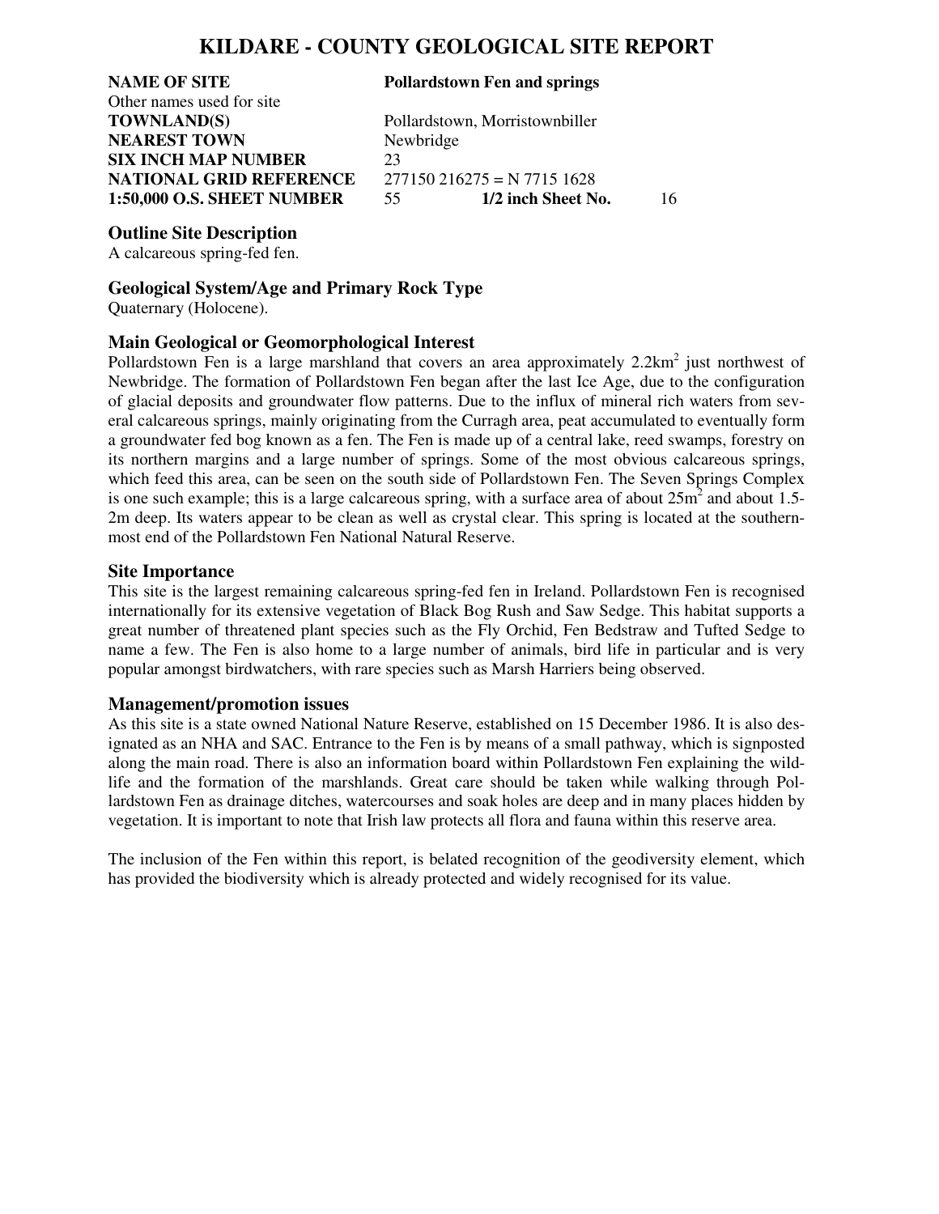# KILDARE - COUNTY GEOLOGICAL SITE REPORT

| | | | |
|---|---|---|---|
| **NAME OF SITE** | **Pollardstown Fen and springs** | | |
| Other names used for site | | | |
| **TOWNLAND(S)** | Pollardstown, Morristownbiller | | |
| **NEAREST TOWN** | Newbridge | | |
| **SIX INCH MAP NUMBER** | 23 | | |
| **NATIONAL GRID REFERENCE** | 277150 216275 = N 7715 1628 | | |
| **1:50,000 O.S. SHEET NUMBER** | 55 | **1/2 inch Sheet No.** | 16 |

## Outline Site Description

A calcareous spring-fed fen.

## Geological System/Age and Primary Rock Type

Quaternary (Holocene).

## Main Geological or Geomorphological Interest

Pollardstown Fen is a large marshland that covers an area approximately 2.2km$^2$ just northwest of Newbridge. The formation of Pollardstown Fen began after the last Ice Age, due to the configuration of glacial deposits and groundwater flow patterns. Due to the influx of mineral rich waters from several calcareous springs, mainly originating from the Curragh area, peat accumulated to eventually form a groundwater fed bog known as a fen. The Fen is made up of a central lake, reed swamps, forestry on its northern margins and a large number of springs. Some of the most obvious calcareous springs, which feed this area, can be seen on the south side of Pollardstown Fen. The Seven Springs Complex is one such example; this is a large calcareous spring, with a surface area of about 25m$^2$ and about 1.5-2m deep. Its waters appear to be clean as well as crystal clear. This spring is located at the southernmost end of the Pollardstown Fen National Natural Reserve.

## Site Importance

This site is the largest remaining calcareous spring-fed fen in Ireland. Pollardstown Fen is recognised internationally for its extensive vegetation of Black Bog Rush and Saw Sedge. This habitat supports a great number of threatened plant species such as the Fly Orchid, Fen Bedstraw and Tufted Sedge to name a few. The Fen is also home to a large number of animals, bird life in particular and is very popular amongst birdwatchers, with rare species such as Marsh Harriers being observed.

## Management/promotion issues

As this site is a state owned National Nature Reserve, established on 15 December 1986. It is also designated as an NHA and SAC. Entrance to the Fen is by means of a small pathway, which is signposted along the main road. There is also an information board within Pollardstown Fen explaining the wildlife and the formation of the marshlands. Great care should be taken while walking through Pollardstown Fen as drainage ditches, watercourses and soak holes are deep and in many places hidden by vegetation. It is important to note that Irish law protects all flora and fauna within this reserve area.

The inclusion of the Fen within this report, is belated recognition of the geodiversity element, which has provided the biodiversity which is already protected and widely recognised for its value.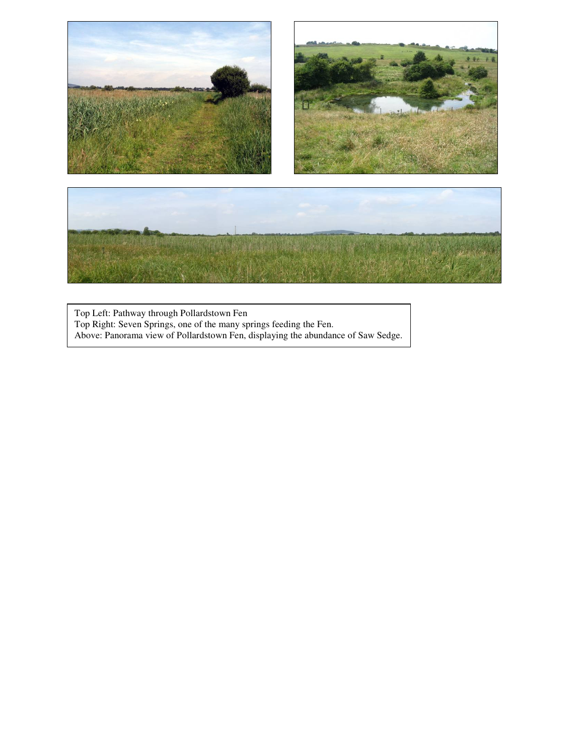Top Left: Pathway through Pollardstown Fen
Top Right: Seven Springs, one of the many springs feeding the Fen.
Above: Panorama view of Pollardstown Fen, displaying the abundance of Saw Sedge.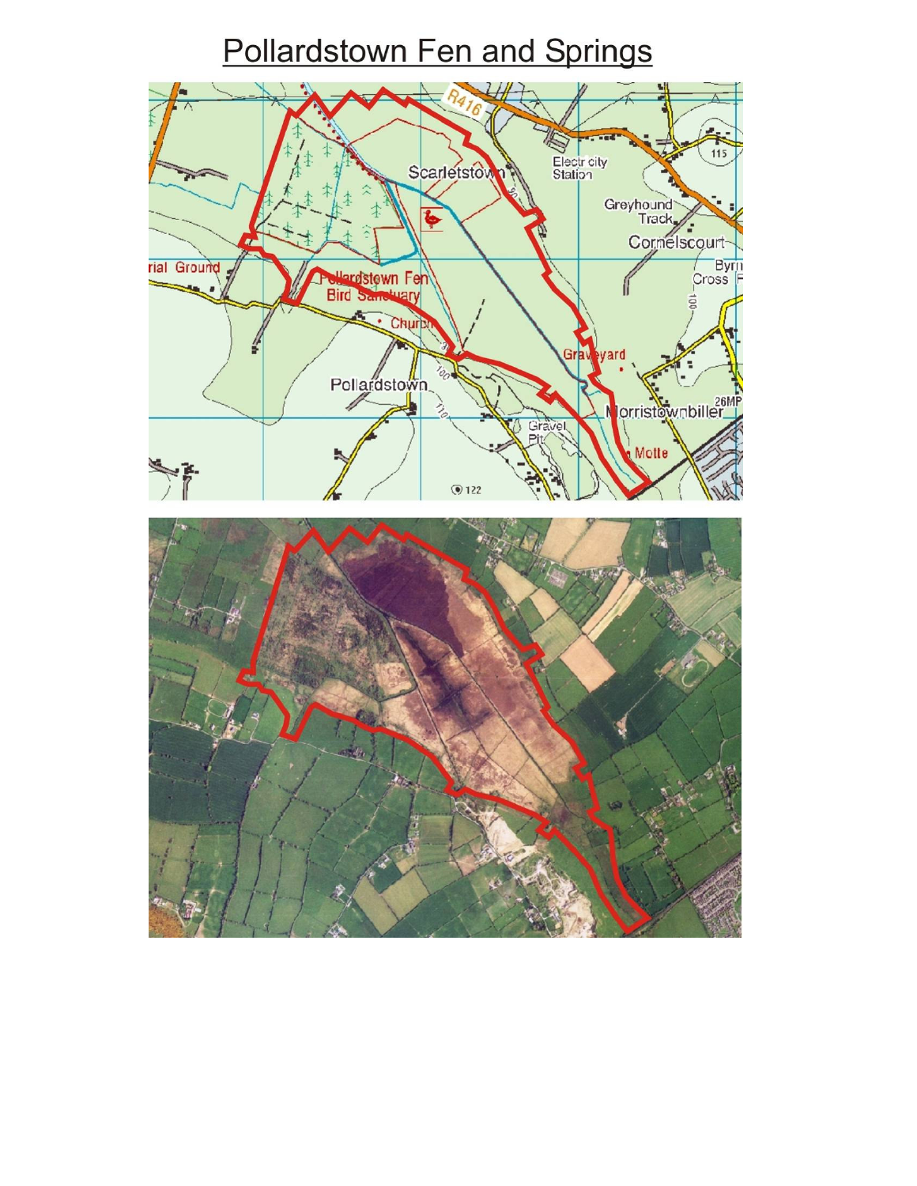# Pollardstown Fen and Springs

R416

Scarletstown

Electricity Station

115

Greyhound Track

Cornelscourt

Byrn Cross

rial Ground

Pollardstown Fen Bird Sanctuary

Church

100

Graveyard

Pollardstown

Morristownbiller

26MP

Gravel Pit

Motte

122